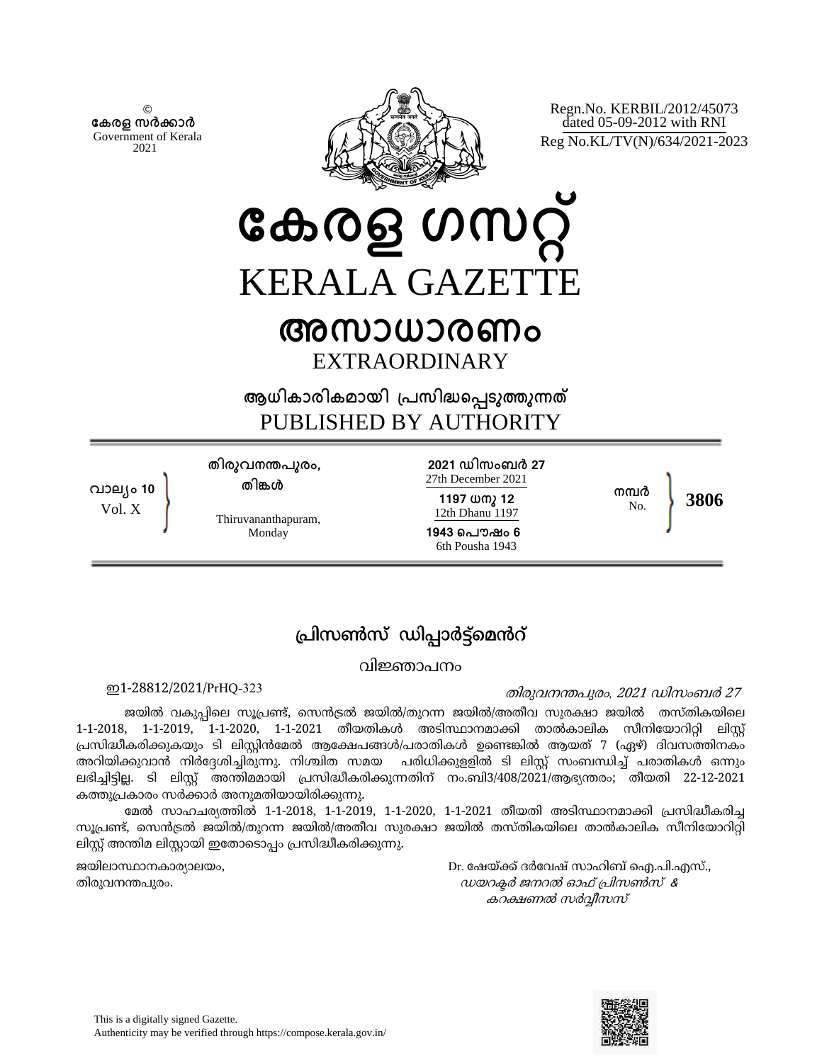©
**കേരള സർക്കാർ**
Government of Kerala
2021

Regn.No. KERBIL/2012/45073
dated 05-09-2012 with RNI
Reg No.KL/TV(N)/634/2021-2023

# കേരള ഗസറ്റ്
# KERALA GAZETTE
## അസാധാരണം
## EXTRAORDINARY

**ആധികാരികമായി പ്രസിദ്ധപ്പെടുത്തുന്നത്**
PUBLISHED BY AUTHORITY

| | | | | |
|---|---|---|---|---|
| **വാല്യം 10** Vol. X | **തിരുവനന്തപുരം, തിങ്കൾ** Thiruvananthapuram, Monday | **2021 ഡിസംബർ 27** 27th December 2021 **1197 ധനു 12** 12th Dhanu 1197 **1943 പൌഷം 6** 6th Pousha 1943 | **നമ്പർ** No. | **3806** |

## പ്രിസൺസ് ഡിപ്പാർട്ട്മെൻറ്

### വിജ്ഞാപനം

ഇ1-28812/2021/PrHQ-323 *തിരുവനന്തപുരം, 2021 ഡിസംബർ 27*

ജയിൽ വകുപ്പിലെ സൂപ്രണ്ട്, സെൻട്രൽ ജയിൽ/തുറന്ന ജയിൽ/അതീവ സുരക്ഷാ ജയിൽ തസ്തികയിലെ 1-1-2018, 1-1-2019, 1-1-2020, 1-1-2021 തീയതികൾ അടിസ്ഥാനമാക്കി താൽകാലിക സീനിയോറിറ്റി ലിസ്റ്റ് പ്രസിദ്ധീകരിക്കുകയും ടി ലിസ്റ്റിൻമേൽ ആക്ഷേപങ്ങൾ/പരാതികൾ ഉണ്ടെങ്കിൽ ആയത് 7 (ഏഴ്) ദിവസത്തിനകം അറിയിക്കുവാൻ നിർദ്ദേശിച്ചിരുന്നു. നിശ്ചിത സമയ പരിധിക്കുള്ളിൽ ടി ലിസ്റ്റ് സംബന്ധിച്ച് പരാതികൾ ഒന്നും ലഭിച്ചിട്ടില്ല. ടി ലിസ്റ്റ് അന്തിമമായി പ്രസിദ്ധീകരിക്കുന്നതിന് നം.ബി3/408/2021/ആഭ്യന്തരം; തീയതി 22-12-2021 കത്തുപ്രകാരം സർക്കാർ അനുമതിയായിരിക്കുന്നു.

മേൽ സാഹചര്യത്തിൽ 1-1-2018, 1-1-2019, 1-1-2020, 1-1-2021 തീയതി അടിസ്ഥാനമാക്കി പ്രസിദ്ധീകരിച്ച സൂപ്രണ്ട്, സെൻട്രൽ ജയിൽ/തുറന്ന ജയിൽ/അതീവ സുരക്ഷാ ജയിൽ തസ്തികയിലെ താൽകാലിക സീനിയോറിറ്റി ലിസ്റ്റ് അന്തിമ ലിസ്റ്റായി ഇതോടൊപ്പം പ്രസിദ്ധീകരിക്കുന്നു.

ജയിലാസ്ഥാനകാര്യാലയം,
തിരുവനന്തപുരം.

Dr. ഷേയ്ക്ക് ദർവേഷ് സാഹിബ് ഐ.പി.എസ്.,
*ഡയറക്ടർ ജനറൽ ഓഫ് പ്രിസൺസ് & കറക്ഷണൽ സർവ്വീസസ്*

This is a digitally signed Gazette.
Authenticity may be verified through https://compose.kerala.gov.in/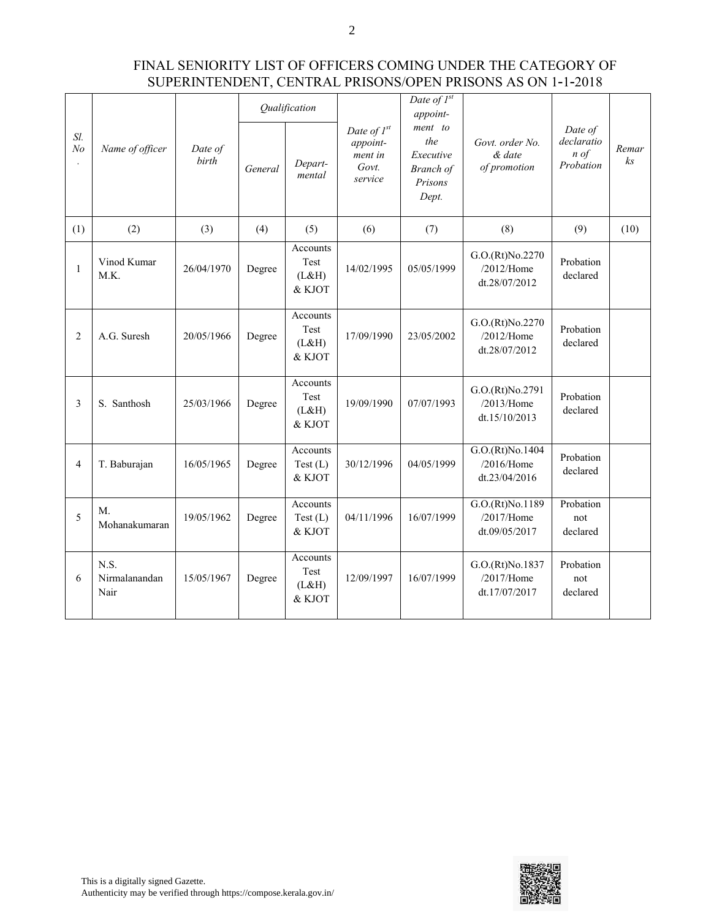FINAL SENIORITY LIST OF OFFICERS COMING UNDER THE CATEGORY OF SUPERINTENDENT, CENTRAL PRISONS/OPEN PRISONS AS ON 1-1-2018

| *Sl. No.* | *Name of officer* | *Date of birth* | *Qualification* | | *Date of 1st appoint-ment in Govt. service* | *Date of 1st appoint-ment to the Executive Branch of Prisons Dept.* | *Govt. order No. & date of promotion* | *Date of declaration of Probation* | *Remarks* |
|---|---|---|---|---|---|---|---|---|---|
| | | | *General* | *Depart-mental* | | | | | |
| (1) | (2) | (3) | (4) | (5) | (6) | (7) | (8) | (9) | (10) |
| 1 | Vinod Kumar M.K. | 26/04/1970 | Degree | Accounts Test (L&H) & KJOT | 14/02/1995 | 05/05/1999 | G.O.(Rt)No.2270 /2012/Home dt.28/07/2012 | Probation declared | |
| 2 | A.G. Suresh | 20/05/1966 | Degree | Accounts Test (L&H) & KJOT | 17/09/1990 | 23/05/2002 | G.O.(Rt)No.2270 /2012/Home dt.28/07/2012 | Probation declared | |
| 3 | S. Santhosh | 25/03/1966 | Degree | Accounts Test (L&H) & KJOT | 19/09/1990 | 07/07/1993 | G.O.(Rt)No.2791 /2013/Home dt.15/10/2013 | Probation declared | |
| 4 | T. Baburajan | 16/05/1965 | Degree | Accounts Test (L) & KJOT | 30/12/1996 | 04/05/1999 | G.O.(Rt)No.1404 /2016/Home dt.23/04/2016 | Probation declared | |
| 5 | M. Mohanakumaran | 19/05/1962 | Degree | Accounts Test (L) & KJOT | 04/11/1996 | 16/07/1999 | G.O.(Rt)No.1189 /2017/Home dt.09/05/2017 | Probation not declared | |
| 6 | N.S. Nirmalanandan Nair | 15/05/1967 | Degree | Accounts Test (L&H) & KJOT | 12/09/1997 | 16/07/1999 | G.O.(Rt)No.1837 /2017/Home dt.17/07/2017 | Probation not declared | |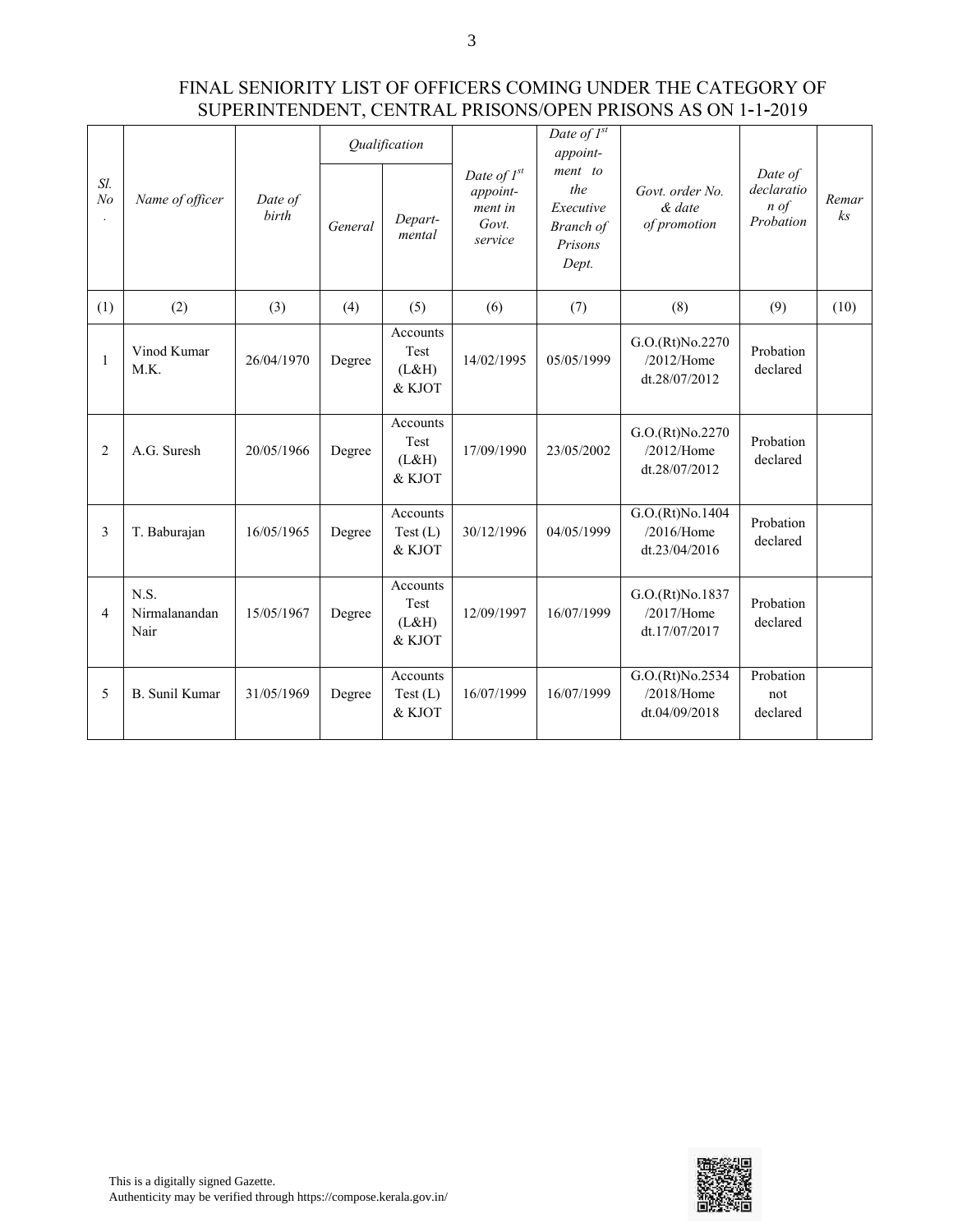# FINAL SENIORITY LIST OF OFFICERS COMING UNDER THE CATEGORY OF SUPERINTENDENT, CENTRAL PRISONS/OPEN PRISONS AS ON 1-1-2019

| *Sl. No.* | *Name of officer* | *Date of birth* | *Qualification* | | *Date of 1st appointment in Govt. service* | *Date of 1st appointment to the Executive Branch of Prisons Dept.* | *Govt. order No. & date of promotion* | *Date of declaration of Probation* | *Remarks* |
|---|---|---|---|---|---|---|---|---|---|
| | | | *General* | *Departmental* | | | | | |
| (1) | (2) | (3) | (4) | (5) | (6) | (7) | (8) | (9) | (10) |
| 1 | Vinod Kumar M.K. | 26/04/1970 | Degree | Accounts Test (L&H) & KJOT | 14/02/1995 | 05/05/1999 | G.O.(Rt)No.2270 /2012/Home dt.28/07/2012 | Probation declared | |
| 2 | A.G. Suresh | 20/05/1966 | Degree | Accounts Test (L&H) & KJOT | 17/09/1990 | 23/05/2002 | G.O.(Rt)No.2270 /2012/Home dt.28/07/2012 | Probation declared | |
| 3 | T. Baburajan | 16/05/1965 | Degree | Accounts Test (L) & KJOT | 30/12/1996 | 04/05/1999 | G.O.(Rt)No.1404 /2016/Home dt.23/04/2016 | Probation declared | |
| 4 | N.S. Nirmalanandan Nair | 15/05/1967 | Degree | Accounts Test (L&H) & KJOT | 12/09/1997 | 16/07/1999 | G.O.(Rt)No.1837 /2017/Home dt.17/07/2017 | Probation declared | |
| 5 | B. Sunil Kumar | 31/05/1969 | Degree | Accounts Test (L) & KJOT | 16/07/1999 | 16/07/1999 | G.O.(Rt)No.2534 /2018/Home dt.04/09/2018 | Probation not declared | |

This is a digitally signed Gazette.
Authenticity may be verified through https://compose.kerala.gov.in/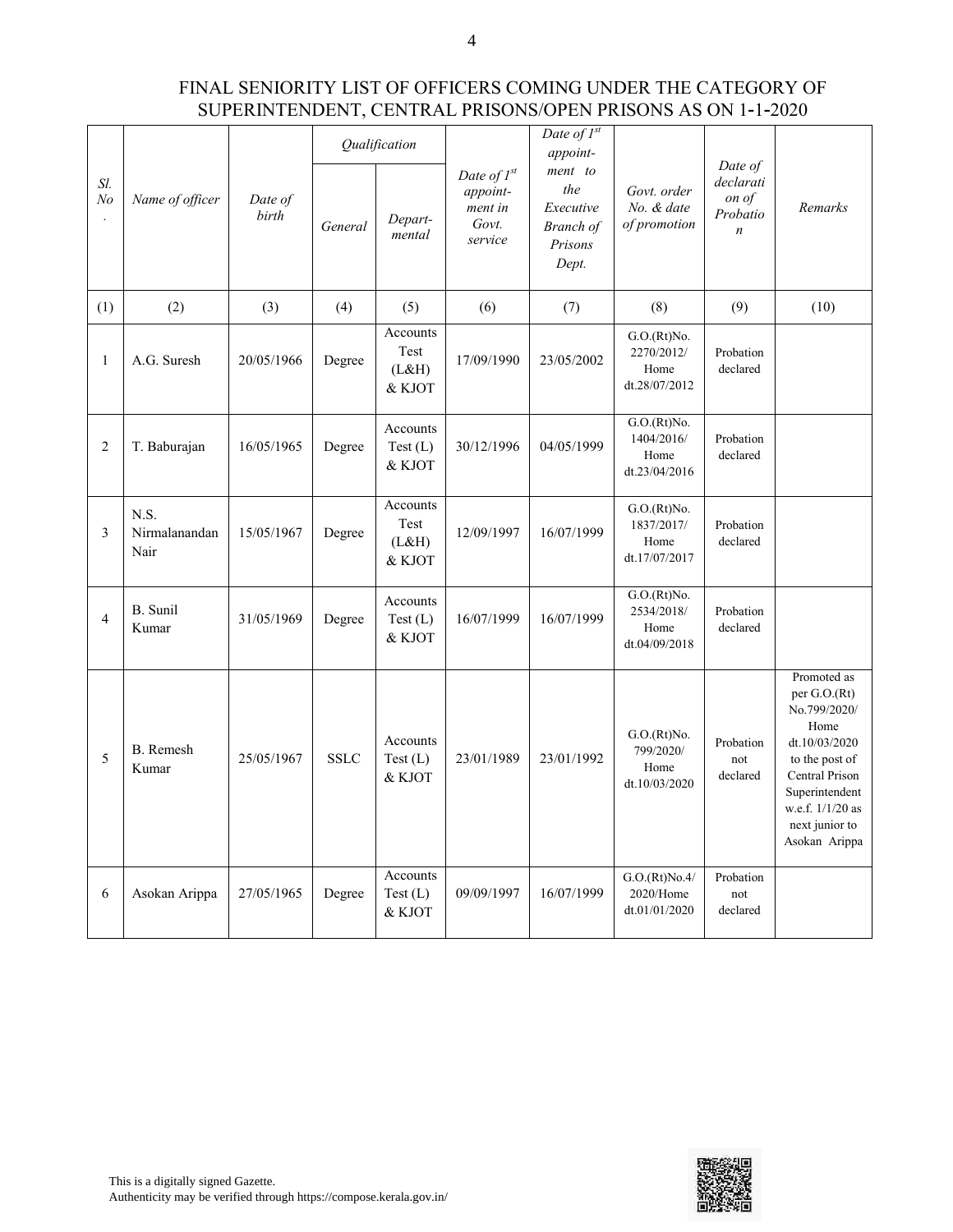# FINAL SENIORITY LIST OF OFFICERS COMING UNDER THE CATEGORY OF SUPERINTENDENT, CENTRAL PRISONS/OPEN PRISONS AS ON 1-1-2020

| *Sl. No.* | *Name of officer* | *Date of birth* | *Qualification* | | *Date of 1st appoint-ment in Govt. service* | *Date of 1st appoint-ment to the Executive Branch of Prisons Dept.* | *Govt. order No. & date of promotion* | *Date of declaration of Probation* | *Remarks* |
|---|---|---|---|---|---|---|---|---|---|
| | | | *General* | *Depart-mental* | | | | | |
| (1) | (2) | (3) | (4) | (5) | (6) | (7) | (8) | (9) | (10) |
| 1 | A.G. Suresh | 20/05/1966 | Degree | Accounts Test (L&H) & KJOT | 17/09/1990 | 23/05/2002 | G.O.(Rt)No. 2270/2012/ Home dt.28/07/2012 | Probation declared | |
| 2 | T. Baburajan | 16/05/1965 | Degree | Accounts Test (L) & KJOT | 30/12/1996 | 04/05/1999 | G.O.(Rt)No. 1404/2016/ Home dt.23/04/2016 | Probation declared | |
| 3 | N.S. Nirmalanandan Nair | 15/05/1967 | Degree | Accounts Test (L&H) & KJOT | 12/09/1997 | 16/07/1999 | G.O.(Rt)No. 1837/2017/ Home dt.17/07/2017 | Probation declared | |
| 4 | B. Sunil Kumar | 31/05/1969 | Degree | Accounts Test (L) & KJOT | 16/07/1999 | 16/07/1999 | G.O.(Rt)No. 2534/2018/ Home dt.04/09/2018 | Probation declared | |
| 5 | B. Remesh Kumar | 25/05/1967 | SSLC | Accounts Test (L) & KJOT | 23/01/1989 | 23/01/1992 | G.O.(Rt)No. 799/2020/ Home dt.10/03/2020 | Probation not declared | Promoted as per G.O.(Rt) No.799/2020/ Home dt.10/03/2020 to the post of Central Prison Superintendent w.e.f. 1/1/20 as next junior to Asokan Arippa |
| 6 | Asokan Arippa | 27/05/1965 | Degree | Accounts Test (L) & KJOT | 09/09/1997 | 16/07/1999 | G.O.(Rt)No.4/ 2020/Home dt.01/01/2020 | Probation not declared | |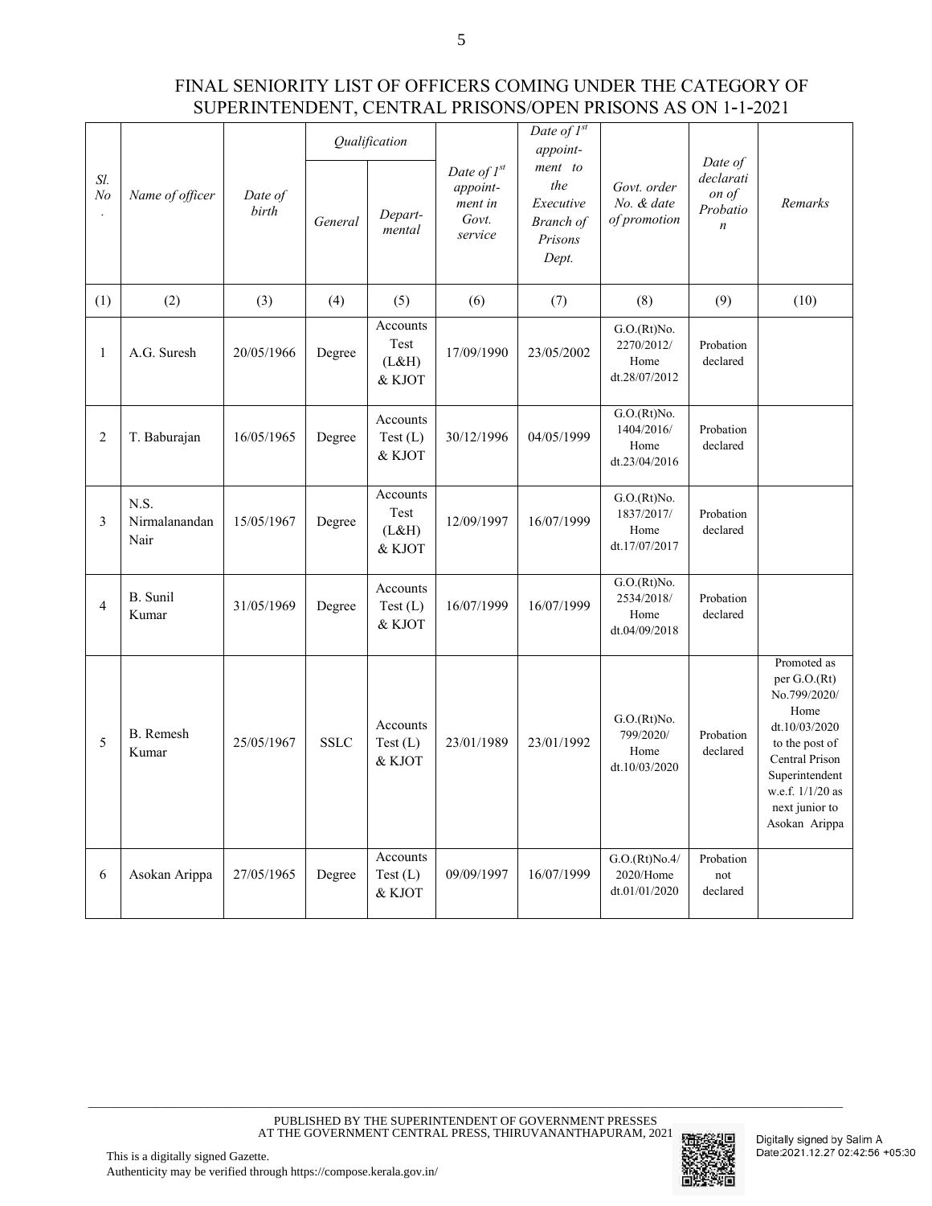# FINAL SENIORITY LIST OF OFFICERS COMING UNDER THE CATEGORY OF SUPERINTENDENT, CENTRAL PRISONS/OPEN PRISONS AS ON 1-1-2021

| *Sl. No.* | *Name of officer* | *Date of birth* | *Qualification* | | *Date of 1st appoint-ment in Govt. service* | *Date of 1st appoint-ment to the Executive Branch of Prisons Dept.* | *Govt. order No. & date of promotion* | *Date of declaration of Probation* | *Remarks* |
|---|---|---|---|---|---|---|---|---|---|
| | | | *General* | *Depart-mental* | | | | | |
| (1) | (2) | (3) | (4) | (5) | (6) | (7) | (8) | (9) | (10) |
| 1 | A.G. Suresh | 20/05/1966 | Degree | Accounts Test (L&H) & KJOT | 17/09/1990 | 23/05/2002 | G.O.(Rt)No. 2270/2012/ Home dt.28/07/2012 | Probation declared | |
| 2 | T. Baburajan | 16/05/1965 | Degree | Accounts Test (L) & KJOT | 30/12/1996 | 04/05/1999 | G.O.(Rt)No. 1404/2016/ Home dt.23/04/2016 | Probation declared | |
| 3 | N.S. Nirmalanandan Nair | 15/05/1967 | Degree | Accounts Test (L&H) & KJOT | 12/09/1997 | 16/07/1999 | G.O.(Rt)No. 1837/2017/ Home dt.17/07/2017 | Probation declared | |
| 4 | B. Sunil Kumar | 31/05/1969 | Degree | Accounts Test (L) & KJOT | 16/07/1999 | 16/07/1999 | G.O.(Rt)No. 2534/2018/ Home dt.04/09/2018 | Probation declared | |
| 5 | B. Remesh Kumar | 25/05/1967 | SSLC | Accounts Test (L) & KJOT | 23/01/1989 | 23/01/1992 | G.O.(Rt)No. 799/2020/ Home dt.10/03/2020 | Probation declared | Promoted as per G.O.(Rt) No.799/2020/ Home dt.10/03/2020 to the post of Central Prison Superintendent w.e.f. 1/1/20 as next junior to Asokan Arippa |
| 6 | Asokan Arippa | 27/05/1965 | Degree | Accounts Test (L) & KJOT | 09/09/1997 | 16/07/1999 | G.O.(Rt)No.4/ 2020/Home dt.01/01/2020 | Probation not declared | |

PUBLISHED BY THE SUPERINTENDENT OF GOVERNMENT PRESSES
AT THE GOVERNMENT CENTRAL PRESS, THIRUVANANTHAPURAM, 2021

This is a digitally signed Gazette.
Authenticity may be verified through https://compose.kerala.gov.in/

Digitally signed by Salim A
Date:2021.12.27 02:42:56 +05:30